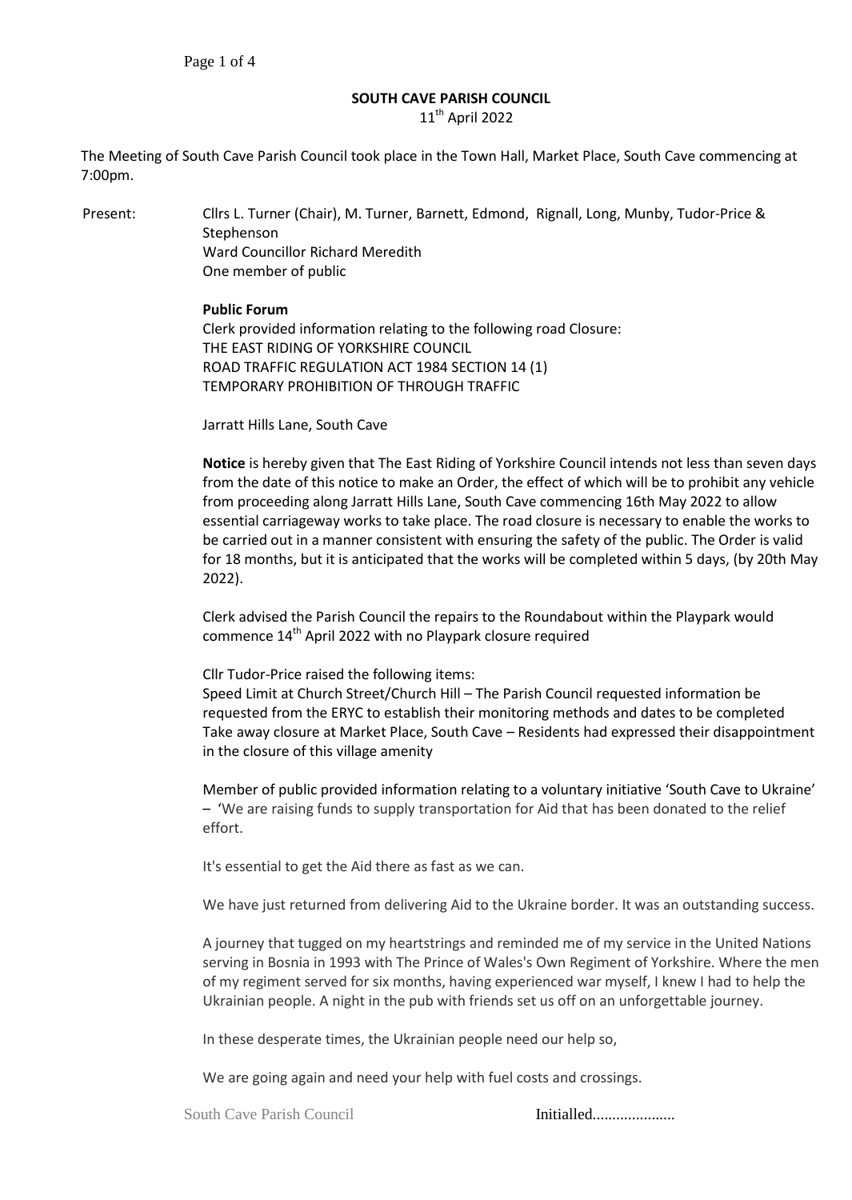**SOUTH CAVE PARISH COUNCIL**

11th April 2022

The Meeting of South Cave Parish Council took place in the Town Hall, Market Place, South Cave commencing at 7:00pm.

Present: Cllrs L. Turner (Chair), M. Turner, Barnett, Edmond, Rignall, Long, Munby, Tudor-Price & Stephenson
Ward Councillor Richard Meredith
One member of public

**Public Forum**

Clerk provided information relating to the following road Closure:
THE EAST RIDING OF YORKSHIRE COUNCIL
ROAD TRAFFIC REGULATION ACT 1984 SECTION 14 (1)
TEMPORARY PROHIBITION OF THROUGH TRAFFIC

Jarratt Hills Lane, South Cave

**Notice** is hereby given that The East Riding of Yorkshire Council intends not less than seven days from the date of this notice to make an Order, the effect of which will be to prohibit any vehicle from proceeding along Jarratt Hills Lane, South Cave commencing 16th May 2022 to allow essential carriageway works to take place. The road closure is necessary to enable the works to be carried out in a manner consistent with ensuring the safety of the public. The Order is valid for 18 months, but it is anticipated that the works will be completed within 5 days, (by 20th May 2022).

Clerk advised the Parish Council the repairs to the Roundabout within the Playpark would commence 14th April 2022 with no Playpark closure required

Cllr Tudor-Price raised the following items:
Speed Limit at Church Street/Church Hill – The Parish Council requested information be requested from the ERYC to establish their monitoring methods and dates to be completed
Take away closure at Market Place, South Cave – Residents had expressed their disappointment in the closure of this village amenity

Member of public provided information relating to a voluntary initiative 'South Cave to Ukraine' – 'We are raising funds to supply transportation for Aid that has been donated to the relief effort.

It's essential to get the Aid there as fast as we can.

We have just returned from delivering Aid to the Ukraine border. It was an outstanding success.

A journey that tugged on my heartstrings and reminded me of my service in the United Nations serving in Bosnia in 1993 with The Prince of Wales's Own Regiment of Yorkshire. Where the men of my regiment served for six months, having experienced war myself, I knew I had to help the Ukrainian people. A night in the pub with friends set us off on an unforgettable journey.

In these desperate times, the Ukrainian people need our help so,

We are going again and need your help with fuel costs and crossings.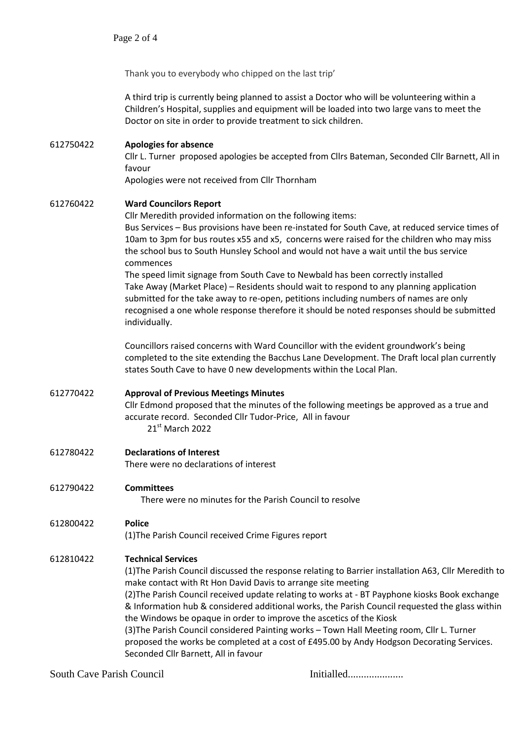Thank you to everybody who chipped on the last trip'

A third trip is currently being planned to assist a Doctor who will be volunteering within a Children's Hospital, supplies and equipment will be loaded into two large vans to meet the Doctor on site in order to provide treatment to sick children.

612750422 **Apologies for absence**

Cllr L. Turner proposed apologies be accepted from Cllrs Bateman, Seconded Cllr Barnett, All in favour

Apologies were not received from Cllr Thornham

612760422 **Ward Councilors Report**

Cllr Meredith provided information on the following items:

Bus Services – Bus provisions have been re-instated for South Cave, at reduced service times of 10am to 3pm for bus routes x55 and x5, concerns were raised for the children who may miss the school bus to South Hunsley School and would not have a wait until the bus service commences

The speed limit signage from South Cave to Newbald has been correctly installed

Take Away (Market Place) – Residents should wait to respond to any planning application submitted for the take away to re-open, petitions including numbers of names are only recognised a one whole response therefore it should be noted responses should be submitted individually.

Councillors raised concerns with Ward Councillor with the evident groundwork's being completed to the site extending the Bacchus Lane Development. The Draft local plan currently states South Cave to have 0 new developments within the Local Plan.

612770422 **Approval of Previous Meetings Minutes**

Cllr Edmond proposed that the minutes of the following meetings be approved as a true and accurate record. Seconded Cllr Tudor-Price, All in favour

21st March 2022

612780422 **Declarations of Interest**

There were no declarations of interest

612790422 **Committees**

There were no minutes for the Parish Council to resolve

612800422 **Police**

(1)The Parish Council received Crime Figures report

612810422 **Technical Services**

(1)The Parish Council discussed the response relating to Barrier installation A63, Cllr Meredith to make contact with Rt Hon David Davis to arrange site meeting

(2)The Parish Council received update relating to works at - BT Payphone kiosks Book exchange & Information hub & considered additional works, the Parish Council requested the glass within the Windows be opaque in order to improve the ascetics of the Kiosk

(3)The Parish Council considered Painting works – Town Hall Meeting room, Cllr L. Turner proposed the works be completed at a cost of £495.00 by Andy Hodgson Decorating Services. Seconded Cllr Barnett, All in favour

South Cave Parish Council Initialled....................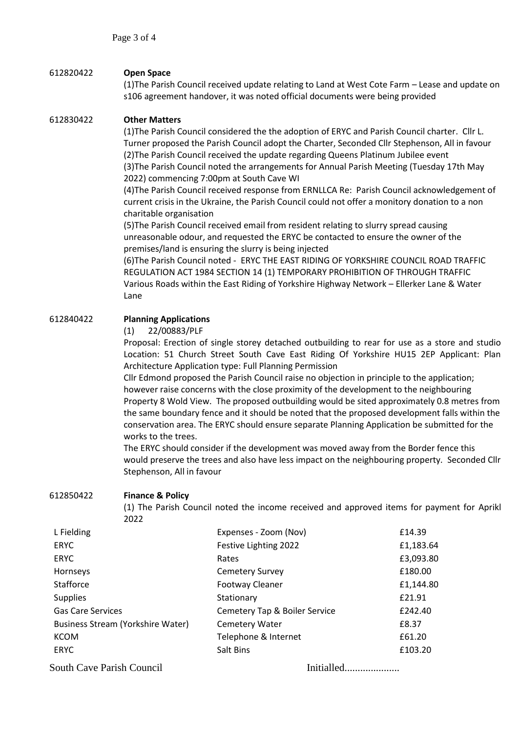612820422 **Open Space**

(1)The Parish Council received update relating to Land at West Cote Farm – Lease and update on s106 agreement handover, it was noted official documents were being provided

612830422 **Other Matters**

(1)The Parish Council considered the the adoption of ERYC and Parish Council charter. Cllr L. Turner proposed the Parish Council adopt the Charter, Seconded Cllr Stephenson, All in favour
(2)The Parish Council received the update regarding Queens Platinum Jubilee event
(3)The Parish Council noted the arrangements for Annual Parish Meeting (Tuesday 17th May 2022) commencing 7:00pm at South Cave WI
(4)The Parish Council received response from ERNLLCA Re: Parish Council acknowledgement of current crisis in the Ukraine, the Parish Council could not offer a monitory donation to a non charitable organisation
(5)The Parish Council received email from resident relating to slurry spread causing unreasonable odour, and requested the ERYC be contacted to ensure the owner of the premises/land is ensuring the slurry is being injected
(6)The Parish Council noted - ERYC THE EAST RIDING OF YORKSHIRE COUNCIL ROAD TRAFFIC REGULATION ACT 1984 SECTION 14 (1) TEMPORARY PROHIBITION OF THROUGH TRAFFIC Various Roads within the East Riding of Yorkshire Highway Network – Ellerker Lane & Water Lane

612840422 **Planning Applications**

(1) 22/00883/PLF

Proposal: Erection of single storey detached outbuilding to rear for use as a store and studio Location: 51 Church Street South Cave East Riding Of Yorkshire HU15 2EP Applicant: Plan Architecture Application type: Full Planning Permission

Cllr Edmond proposed the Parish Council raise no objection in principle to the application; however raise concerns with the close proximity of the development to the neighbouring Property 8 Wold View. The proposed outbuilding would be sited approximately 0.8 metres from the same boundary fence and it should be noted that the proposed development falls within the conservation area. The ERYC should ensure separate Planning Application be submitted for the works to the trees.

The ERYC should consider if the development was moved away from the Border fence this would preserve the trees and also have less impact on the neighbouring property. Seconded Cllr Stephenson, All in favour

612850422 **Finance & Policy**

(1) The Parish Council noted the income received and approved items for payment for Aprikl 2022

| | | |
|---|---|---|
| L Fielding | Expenses - Zoom (Nov) | £14.39 |
| ERYC | Festive Lighting 2022 | £1,183.64 |
| ERYC | Rates | £3,093.80 |
| Hornseys | Cemetery Survey | £180.00 |
| Stafforce | Footway Cleaner | £1,144.80 |
| Supplies | Stationary | £21.91 |
| Gas Care Services | Cemetery Tap & Boiler Service | £242.40 |
| Business Stream (Yorkshire Water) | Cemetery Water | £8.37 |
| KCOM | Telephone & Internet | £61.20 |
| ERYC | Salt Bins | £103.20 |

South Cave Parish Council Initialled.....................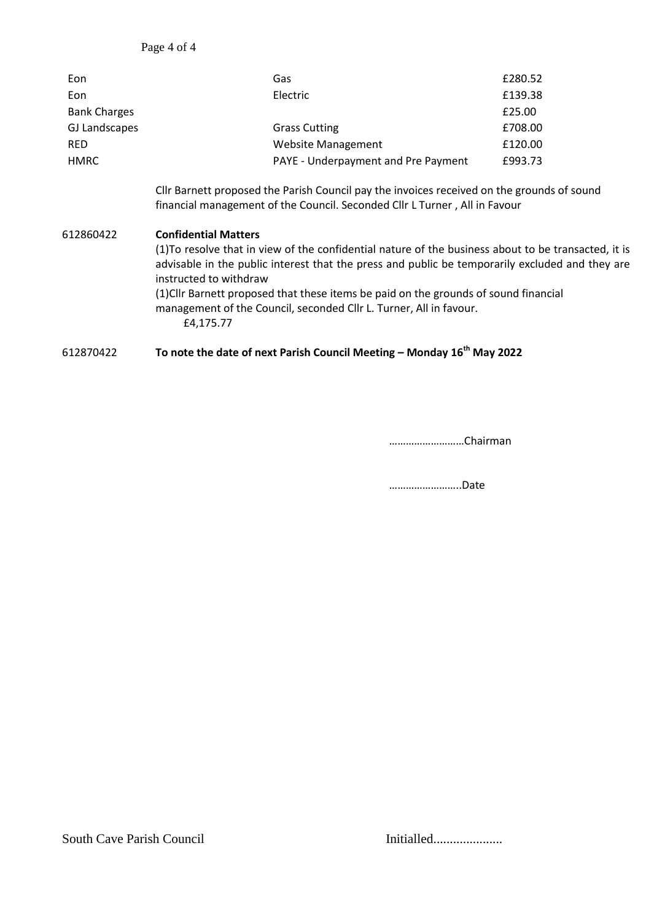| | | |
|---|---|---|
| Eon | Gas | £280.52 |
| Eon | Electric | £139.38 |
| Bank Charges | | £25.00 |
| GJ Landscapes | Grass Cutting | £708.00 |
| RED | Website Management | £120.00 |
| HMRC | PAYE - Underpayment and Pre Payment | £993.73 |

Cllr Barnett proposed the Parish Council pay the invoices received on the grounds of sound financial management of the Council. Seconded Cllr L Turner , All in Favour

612860422 **Confidential Matters**

(1)To resolve that in view of the confidential nature of the business about to be transacted, it is advisable in the public interest that the press and public be temporarily excluded and they are instructed to withdraw

(1)Cllr Barnett proposed that these items be paid on the grounds of sound financial management of the Council, seconded Cllr L. Turner, All in favour.

£4,175.77

612870422 **To note the date of next Parish Council Meeting – Monday 16th May 2022**

………………………Chairman

……………………..Date

South Cave Parish Council Initialled.....................